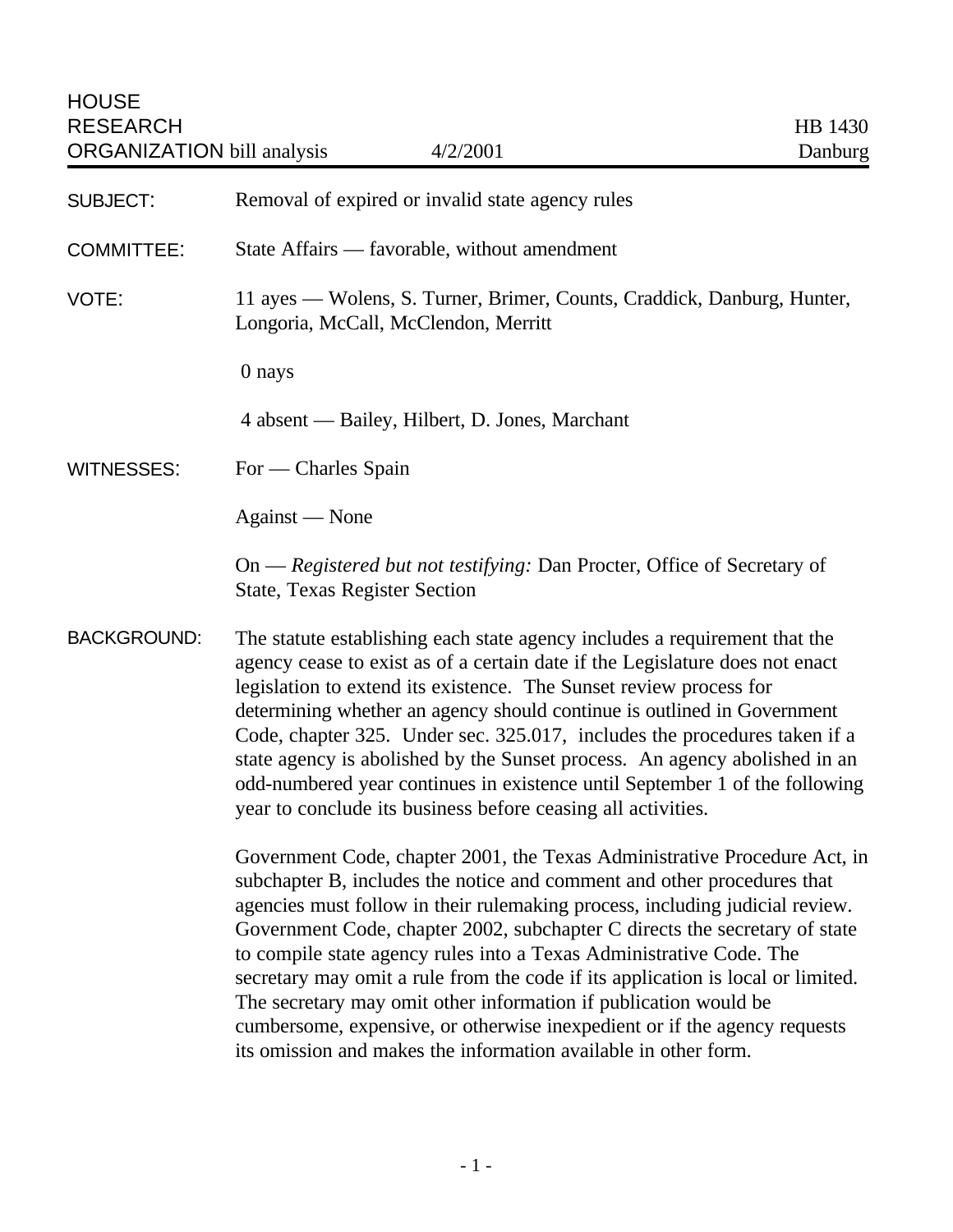HOUSE RESEARCH ORGANIZATION bill analysis | 4/2/2001 | HB 1430 Danburg

**SUBJECT:** Removal of expired or invalid state agency rules

**COMMITTEE:** State Affairs — favorable, without amendment

**VOTE:** 11 ayes — Wolens, S. Turner, Brimer, Counts, Craddick, Danburg, Hunter, Longoria, McCall, McClendon, Merritt

0 nays

4 absent — Bailey, Hilbert, D. Jones, Marchant

**WITNESSES:** For — Charles Spain

Against — None

On — *Registered but not testifying:* Dan Procter, Office of Secretary of State, Texas Register Section

**BACKGROUND:** The statute establishing each state agency includes a requirement that the agency cease to exist as of a certain date if the Legislature does not enact legislation to extend its existence. The Sunset review process for determining whether an agency should continue is outlined in Government Code, chapter 325. Under sec. 325.017, includes the procedures taken if a state agency is abolished by the Sunset process. An agency abolished in an odd-numbered year continues in existence until September 1 of the following year to conclude its business before ceasing all activities.

Government Code, chapter 2001, the Texas Administrative Procedure Act, in subchapter B, includes the notice and comment and other procedures that agencies must follow in their rulemaking process, including judicial review. Government Code, chapter 2002, subchapter C directs the secretary of state to compile state agency rules into a Texas Administrative Code. The secretary may omit a rule from the code if its application is local or limited. The secretary may omit other information if publication would be cumbersome, expensive, or otherwise inexpedient or if the agency requests its omission and makes the information available in other form.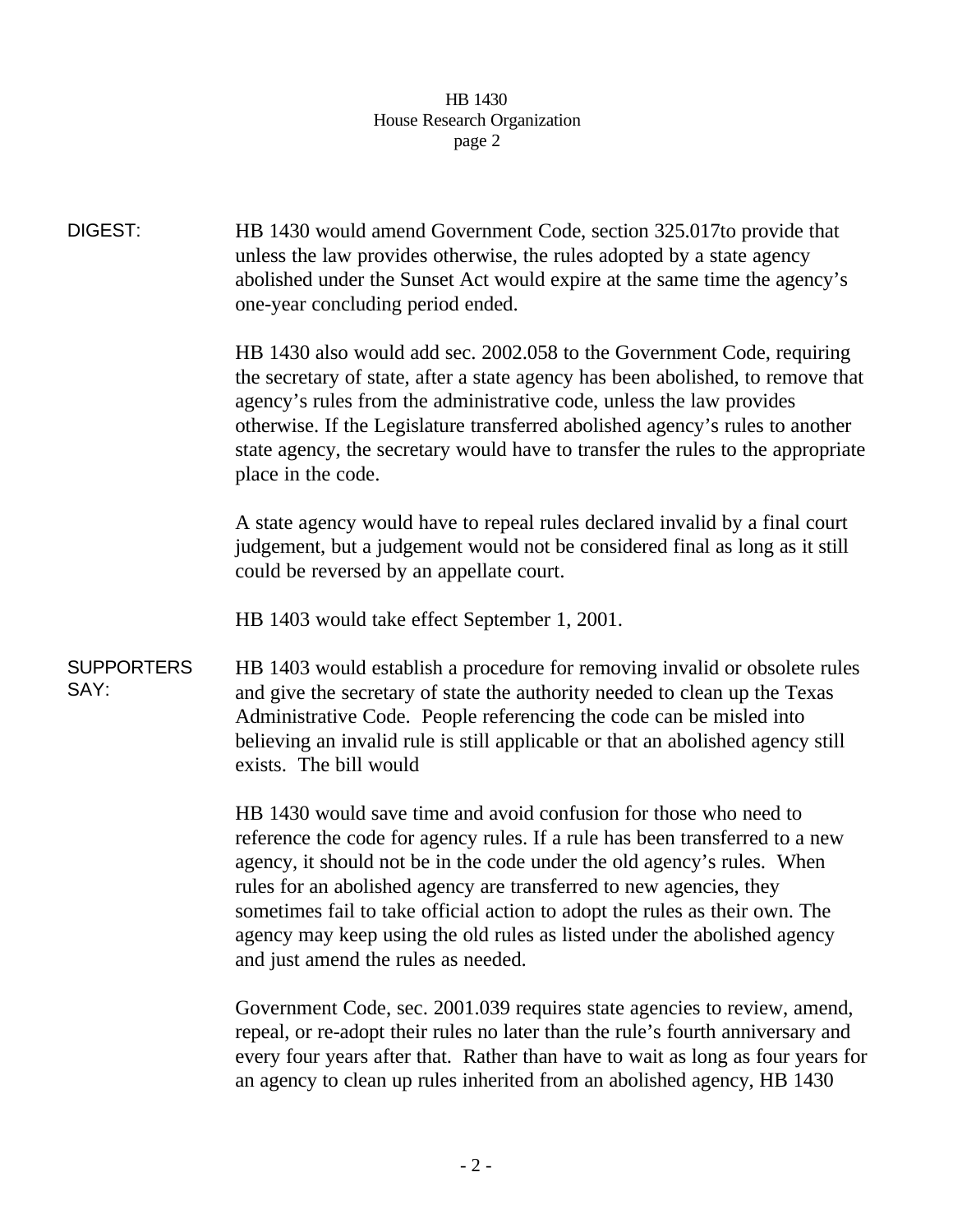**DIGEST:**

HB 1430 would amend Government Code, section 325.017to provide that unless the law provides otherwise, the rules adopted by a state agency abolished under the Sunset Act would expire at the same time the agency's one-year concluding period ended.

HB 1430 also would add sec. 2002.058 to the Government Code, requiring the secretary of state, after a state agency has been abolished, to remove that agency's rules from the administrative code, unless the law provides otherwise. If the Legislature transferred abolished agency's rules to another state agency, the secretary would have to transfer the rules to the appropriate place in the code.

A state agency would have to repeal rules declared invalid by a final court judgement, but a judgement would not be considered final as long as it still could be reversed by an appellate court.

HB 1403 would take effect September 1, 2001.

**SUPPORTERS SAY:**

HB 1403 would establish a procedure for removing invalid or obsolete rules and give the secretary of state the authority needed to clean up the Texas Administrative Code. People referencing the code can be misled into believing an invalid rule is still applicable or that an abolished agency still exists. The bill would

HB 1430 would save time and avoid confusion for those who need to reference the code for agency rules. If a rule has been transferred to a new agency, it should not be in the code under the old agency's rules. When rules for an abolished agency are transferred to new agencies, they sometimes fail to take official action to adopt the rules as their own. The agency may keep using the old rules as listed under the abolished agency and just amend the rules as needed.

Government Code, sec. 2001.039 requires state agencies to review, amend, repeal, or re-adopt their rules no later than the rule's fourth anniversary and every four years after that. Rather than have to wait as long as four years for an agency to clean up rules inherited from an abolished agency, HB 1430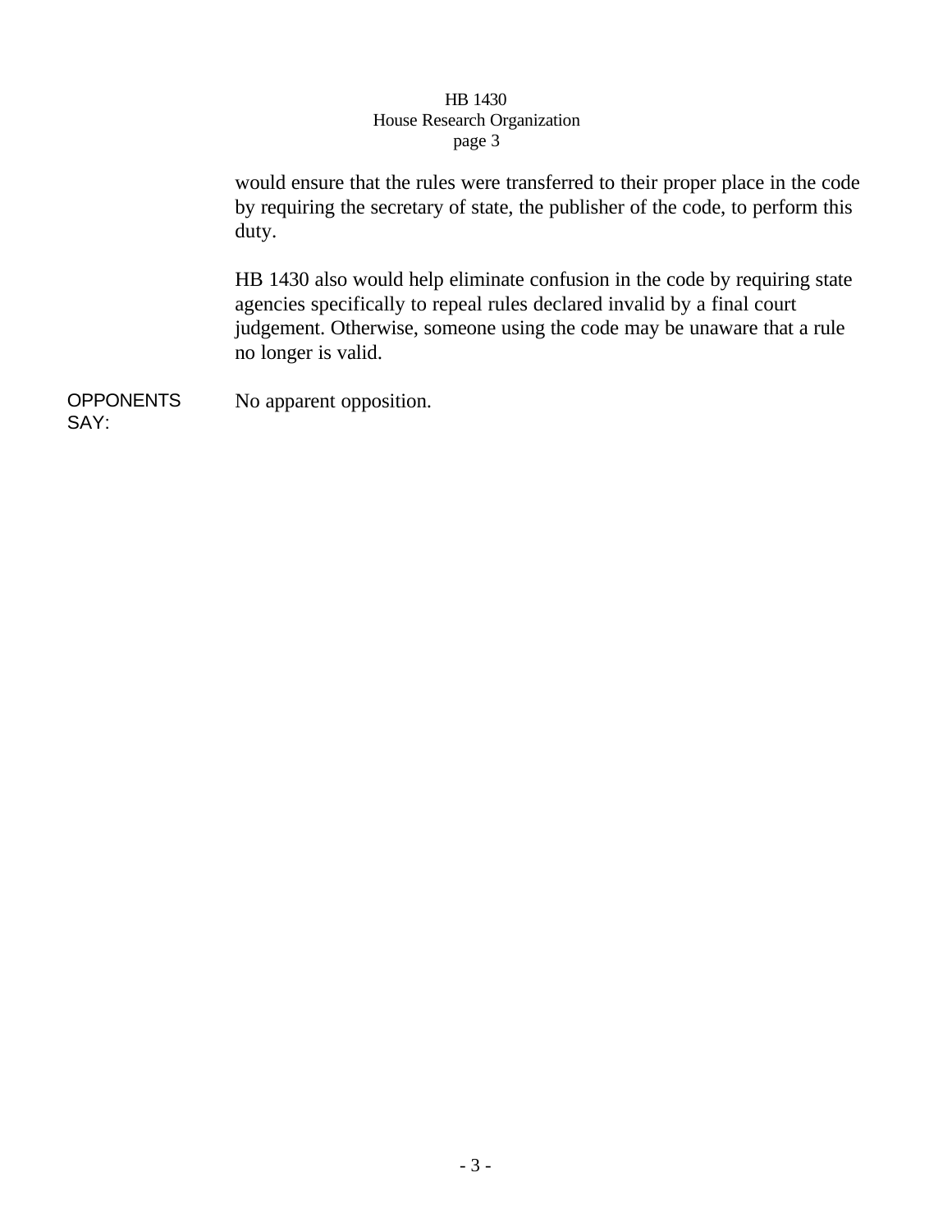would ensure that the rules were transferred to their proper place in the code by requiring the secretary of state, the publisher of the code, to perform this duty.

HB 1430 also would help eliminate confusion in the code by requiring state agencies specifically to repeal rules declared invalid by a final court judgement. Otherwise, someone using the code may be unaware that a rule no longer is valid.

**OPPONENTS SAY:** No apparent opposition.